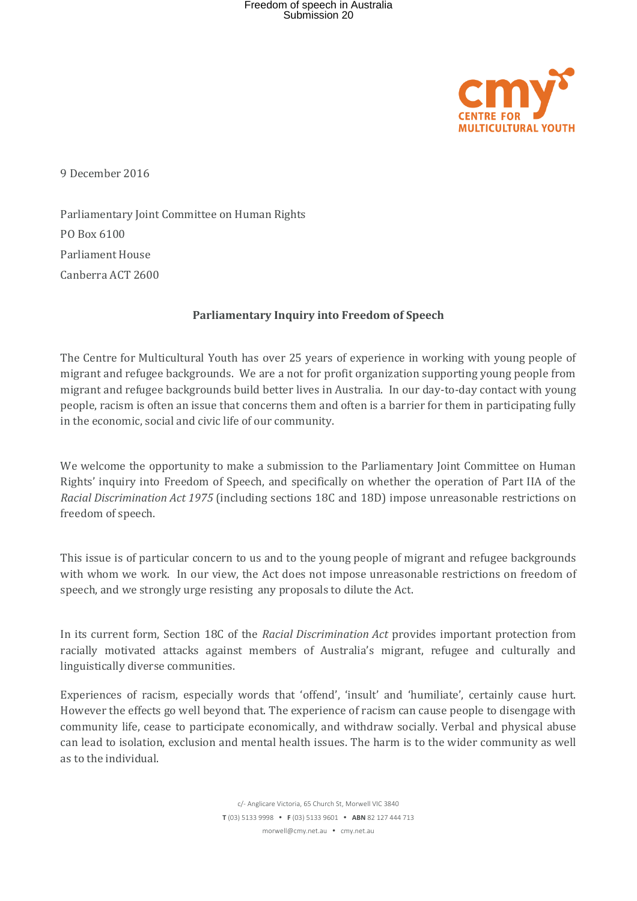9 December 2016

Parliamentary Joint Committee on Human Rights
PO Box 6100
Parliament House
Canberra ACT 2600

**Parliamentary Inquiry into Freedom of Speech**

The Centre for Multicultural Youth has over 25 years of experience in working with young people of migrant and refugee backgrounds. We are a not for profit organization supporting young people from migrant and refugee backgrounds build better lives in Australia. In our day-to-day contact with young people, racism is often an issue that concerns them and often is a barrier for them in participating fully in the economic, social and civic life of our community.

We welcome the opportunity to make a submission to the Parliamentary Joint Committee on Human Rights' inquiry into Freedom of Speech, and specifically on whether the operation of Part IIA of the *Racial Discrimination Act 1975* (including sections 18C and 18D) impose unreasonable restrictions on freedom of speech.

This issue is of particular concern to us and to the young people of migrant and refugee backgrounds with whom we work. In our view, the Act does not impose unreasonable restrictions on freedom of speech, and we strongly urge resisting any proposals to dilute the Act.

In its current form, Section 18C of the *Racial Discrimination Act* provides important protection from racially motivated attacks against members of Australia's migrant, refugee and culturally and linguistically diverse communities.

Experiences of racism, especially words that 'offend', 'insult' and 'humiliate', certainly cause hurt. However the effects go well beyond that. The experience of racism can cause people to disengage with community life, cease to participate economically, and withdraw socially. Verbal and physical abuse can lead to isolation, exclusion and mental health issues. The harm is to the wider community as well as to the individual.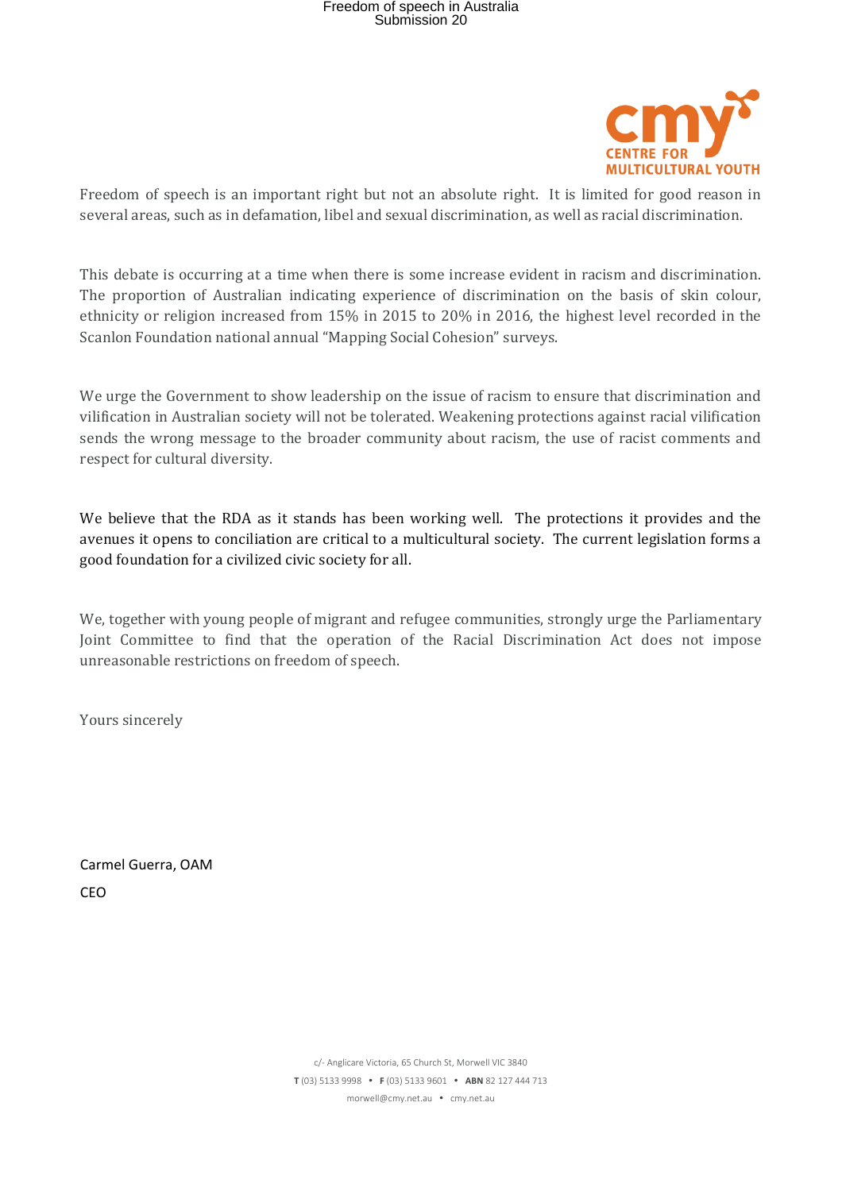Freedom of speech is an important right but not an absolute right. It is limited for good reason in several areas, such as in defamation, libel and sexual discrimination, as well as racial discrimination.

This debate is occurring at a time when there is some increase evident in racism and discrimination. The proportion of Australian indicating experience of discrimination on the basis of skin colour, ethnicity or religion increased from 15% in 2015 to 20% in 2016, the highest level recorded in the Scanlon Foundation national annual "Mapping Social Cohesion" surveys.

We urge the Government to show leadership on the issue of racism to ensure that discrimination and vilification in Australian society will not be tolerated. Weakening protections against racial vilification sends the wrong message to the broader community about racism, the use of racist comments and respect for cultural diversity.

We believe that the RDA as it stands has been working well. The protections it provides and the avenues it opens to conciliation are critical to a multicultural society. The current legislation forms a good foundation for a civilized civic society for all.

We, together with young people of migrant and refugee communities, strongly urge the Parliamentary Joint Committee to find that the operation of the Racial Discrimination Act does not impose unreasonable restrictions on freedom of speech.

Yours sincerely

Carmel Guerra, OAM

CEO

c/- Anglicare Victoria, 65 Church St, Morwell VIC 3840

**T** (03) 5133 9998 • **F** (03) 5133 9601 • **ABN** 82 127 444 713

morwell@cmy.net.au • cmy.net.au